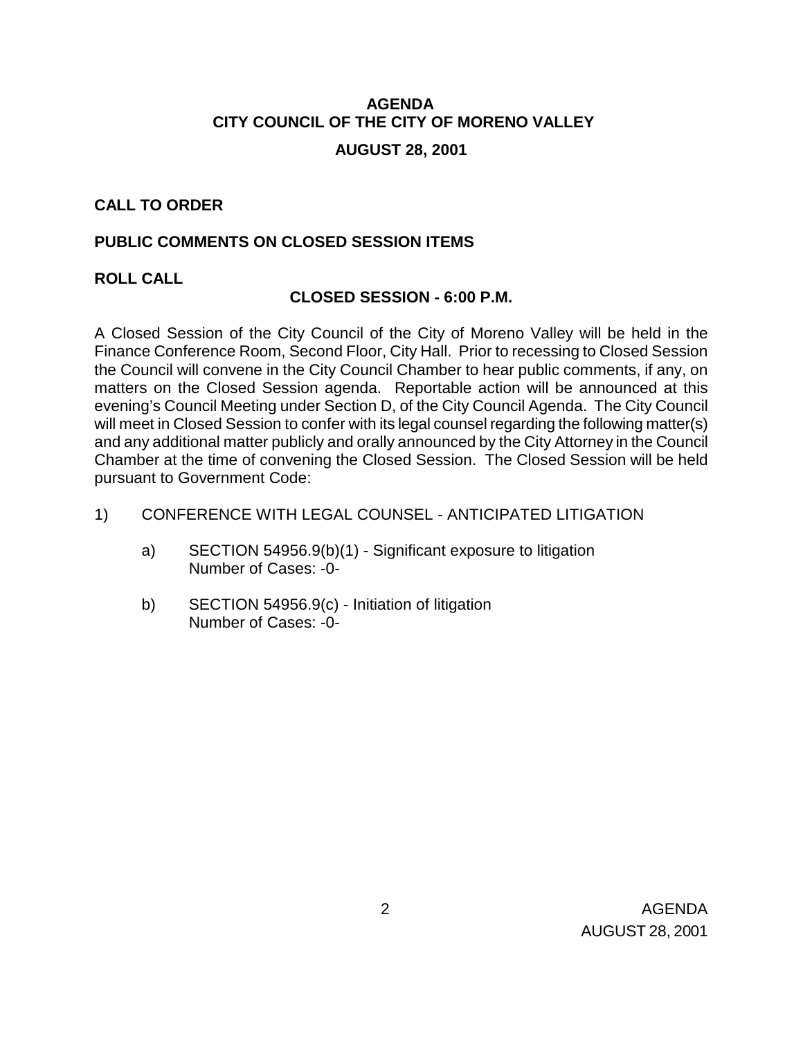# AGENDA
# CITY COUNCIL OF THE CITY OF MORENO VALLEY
## AUGUST 28, 2001

**CALL TO ORDER**

**PUBLIC COMMENTS ON CLOSED SESSION ITEMS**

**ROLL CALL**

**CLOSED SESSION - 6:00 P.M.**

A Closed Session of the City Council of the City of Moreno Valley will be held in the Finance Conference Room, Second Floor, City Hall. Prior to recessing to Closed Session the Council will convene in the City Council Chamber to hear public comments, if any, on matters on the Closed Session agenda. Reportable action will be announced at this evening's Council Meeting under Section D, of the City Council Agenda. The City Council will meet in Closed Session to confer with its legal counsel regarding the following matter(s) and any additional matter publicly and orally announced by the City Attorney in the Council Chamber at the time of convening the Closed Session. The Closed Session will be held pursuant to Government Code:

1) CONFERENCE WITH LEGAL COUNSEL - ANTICIPATED LITIGATION

   a) SECTION 54956.9(b)(1) - Significant exposure to litigation
      Number of Cases: -0-

   b) SECTION 54956.9(c) - Initiation of litigation
      Number of Cases: -0-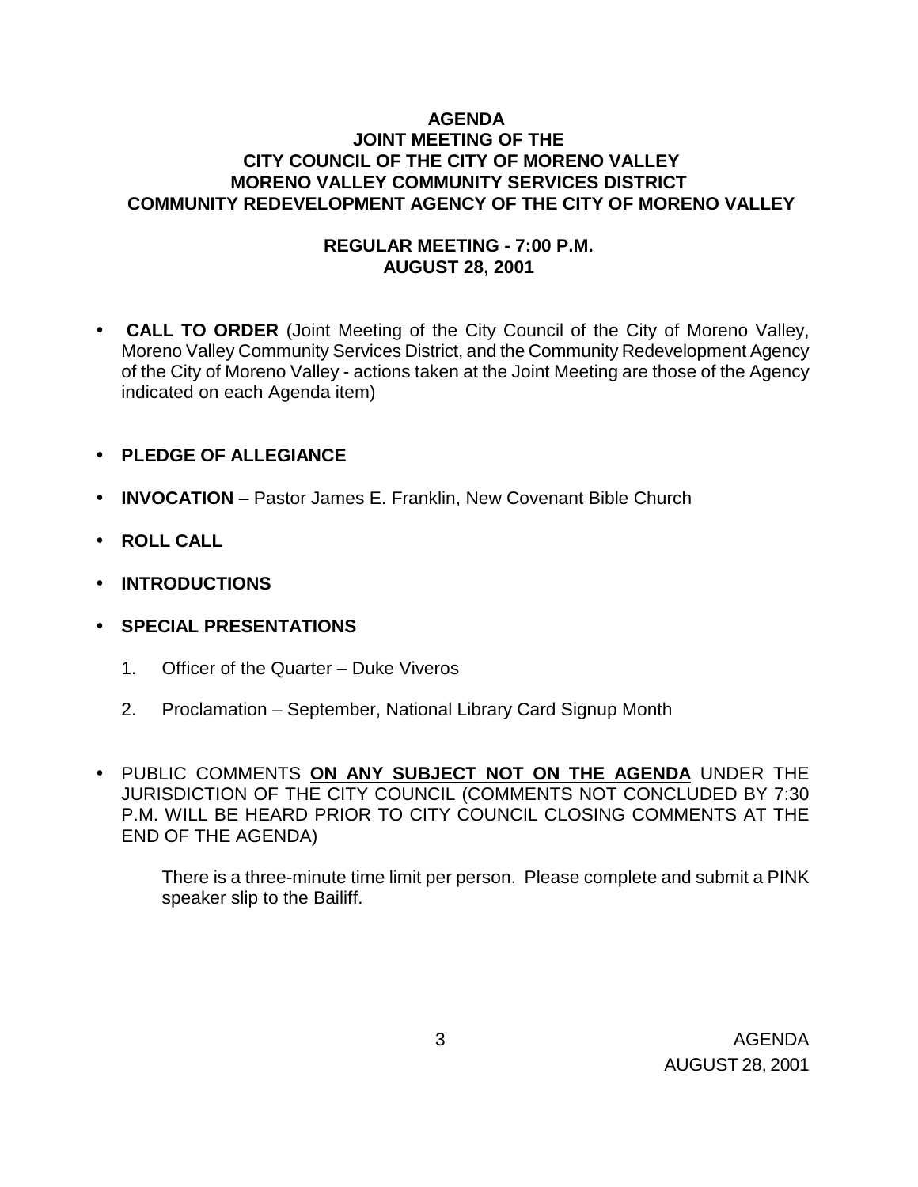# AGENDA
## JOINT MEETING OF THE
## CITY COUNCIL OF THE CITY OF MORENO VALLEY
## MORENO VALLEY COMMUNITY SERVICES DISTRICT
## COMMUNITY REDEVELOPMENT AGENCY OF THE CITY OF MORENO VALLEY

### REGULAR MEETING - 7:00 P.M.
### AUGUST 28, 2001

- **CALL TO ORDER** (Joint Meeting of the City Council of the City of Moreno Valley, Moreno Valley Community Services District, and the Community Redevelopment Agency of the City of Moreno Valley - actions taken at the Joint Meeting are those of the Agency indicated on each Agenda item)

- **PLEDGE OF ALLEGIANCE**

- **INVOCATION** – Pastor James E. Franklin, New Covenant Bible Church

- **ROLL CALL**

- **INTRODUCTIONS**

- **SPECIAL PRESENTATIONS**

    1. Officer of the Quarter – Duke Viveros

    2. Proclamation – September, National Library Card Signup Month

- PUBLIC COMMENTS **ON ANY SUBJECT NOT ON THE AGENDA** UNDER THE JURISDICTION OF THE CITY COUNCIL (COMMENTS NOT CONCLUDED BY 7:30 P.M. WILL BE HEARD PRIOR TO CITY COUNCIL CLOSING COMMENTS AT THE END OF THE AGENDA)

    There is a three-minute time limit per person. Please complete and submit a PINK speaker slip to the Bailiff.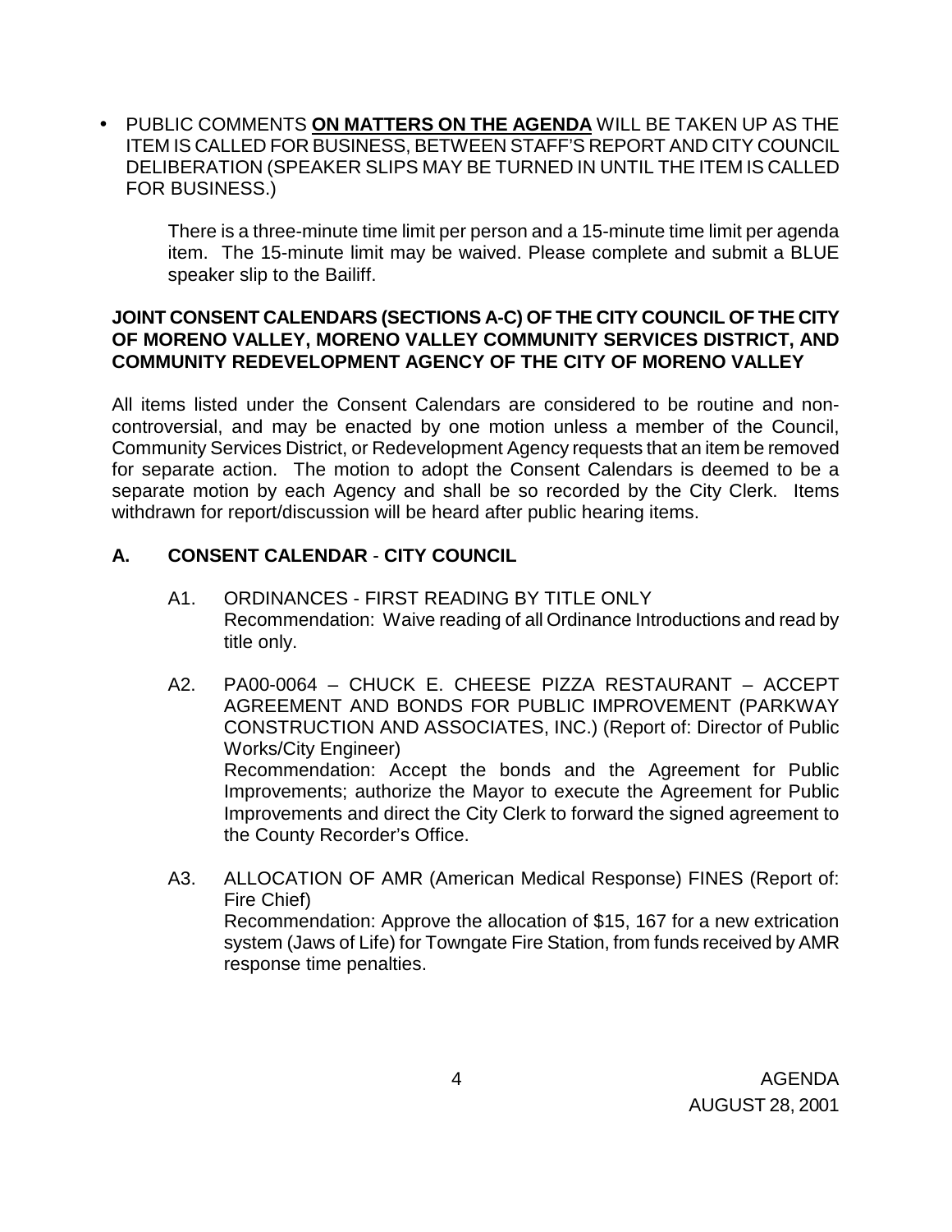- PUBLIC COMMENTS **ON MATTERS ON THE AGENDA** WILL BE TAKEN UP AS THE ITEM IS CALLED FOR BUSINESS, BETWEEN STAFF'S REPORT AND CITY COUNCIL DELIBERATION (SPEAKER SLIPS MAY BE TURNED IN UNTIL THE ITEM IS CALLED FOR BUSINESS.)

  There is a three-minute time limit per person and a 15-minute time limit per agenda item. The 15-minute limit may be waived. Please complete and submit a BLUE speaker slip to the Bailiff.

**JOINT CONSENT CALENDARS (SECTIONS A-C) OF THE CITY COUNCIL OF THE CITY OF MORENO VALLEY, MORENO VALLEY COMMUNITY SERVICES DISTRICT, AND COMMUNITY REDEVELOPMENT AGENCY OF THE CITY OF MORENO VALLEY**

All items listed under the Consent Calendars are considered to be routine and non-controversial, and may be enacted by one motion unless a member of the Council, Community Services District, or Redevelopment Agency requests that an item be removed for separate action. The motion to adopt the Consent Calendars is deemed to be a separate motion by each Agency and shall be so recorded by the City Clerk. Items withdrawn for report/discussion will be heard after public hearing items.

## A. CONSENT CALENDAR - CITY COUNCIL

A1. ORDINANCES - FIRST READING BY TITLE ONLY
Recommendation: Waive reading of all Ordinance Introductions and read by title only.

A2. PA00-0064 – CHUCK E. CHEESE PIZZA RESTAURANT – ACCEPT AGREEMENT AND BONDS FOR PUBLIC IMPROVEMENT (PARKWAY CONSTRUCTION AND ASSOCIATES, INC.) (Report of: Director of Public Works/City Engineer)
Recommendation: Accept the bonds and the Agreement for Public Improvements; authorize the Mayor to execute the Agreement for Public Improvements and direct the City Clerk to forward the signed agreement to the County Recorder's Office.

A3. ALLOCATION OF AMR (American Medical Response) FINES (Report of: Fire Chief)
Recommendation: Approve the allocation of $15, 167 for a new extrication system (Jaws of Life) for Towngate Fire Station, from funds received by AMR response time penalties.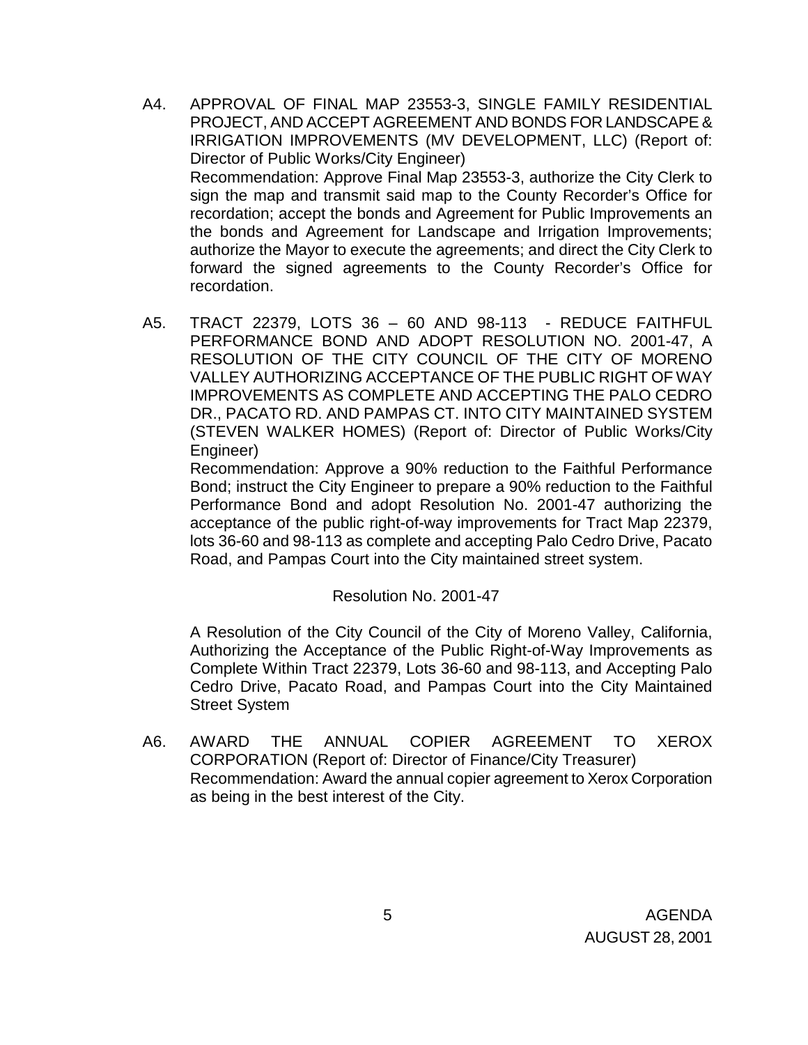A4. APPROVAL OF FINAL MAP 23553-3, SINGLE FAMILY RESIDENTIAL PROJECT, AND ACCEPT AGREEMENT AND BONDS FOR LANDSCAPE & IRRIGATION IMPROVEMENTS (MV DEVELOPMENT, LLC) (Report of: Director of Public Works/City Engineer)
Recommendation: Approve Final Map 23553-3, authorize the City Clerk to sign the map and transmit said map to the County Recorder's Office for recordation; accept the bonds and Agreement for Public Improvements an the bonds and Agreement for Landscape and Irrigation Improvements; authorize the Mayor to execute the agreements; and direct the City Clerk to forward the signed agreements to the County Recorder's Office for recordation.

A5. TRACT 22379, LOTS 36 – 60 AND 98-113 - REDUCE FAITHFUL PERFORMANCE BOND AND ADOPT RESOLUTION NO. 2001-47, A RESOLUTION OF THE CITY COUNCIL OF THE CITY OF MORENO VALLEY AUTHORIZING ACCEPTANCE OF THE PUBLIC RIGHT OF WAY IMPROVEMENTS AS COMPLETE AND ACCEPTING THE PALO CEDRO DR., PACATO RD. AND PAMPAS CT. INTO CITY MAINTAINED SYSTEM (STEVEN WALKER HOMES) (Report of: Director of Public Works/City Engineer)
Recommendation: Approve a 90% reduction to the Faithful Performance Bond; instruct the City Engineer to prepare a 90% reduction to the Faithful Performance Bond and adopt Resolution No. 2001-47 authorizing the acceptance of the public right-of-way improvements for Tract Map 22379, lots 36-60 and 98-113 as complete and accepting Palo Cedro Drive, Pacato Road, and Pampas Court into the City maintained street system.

Resolution No. 2001-47

A Resolution of the City Council of the City of Moreno Valley, California, Authorizing the Acceptance of the Public Right-of-Way Improvements as Complete Within Tract 22379, Lots 36-60 and 98-113, and Accepting Palo Cedro Drive, Pacato Road, and Pampas Court into the City Maintained Street System

A6. AWARD THE ANNUAL COPIER AGREEMENT TO XEROX CORPORATION (Report of: Director of Finance/City Treasurer)
Recommendation: Award the annual copier agreement to Xerox Corporation as being in the best interest of the City.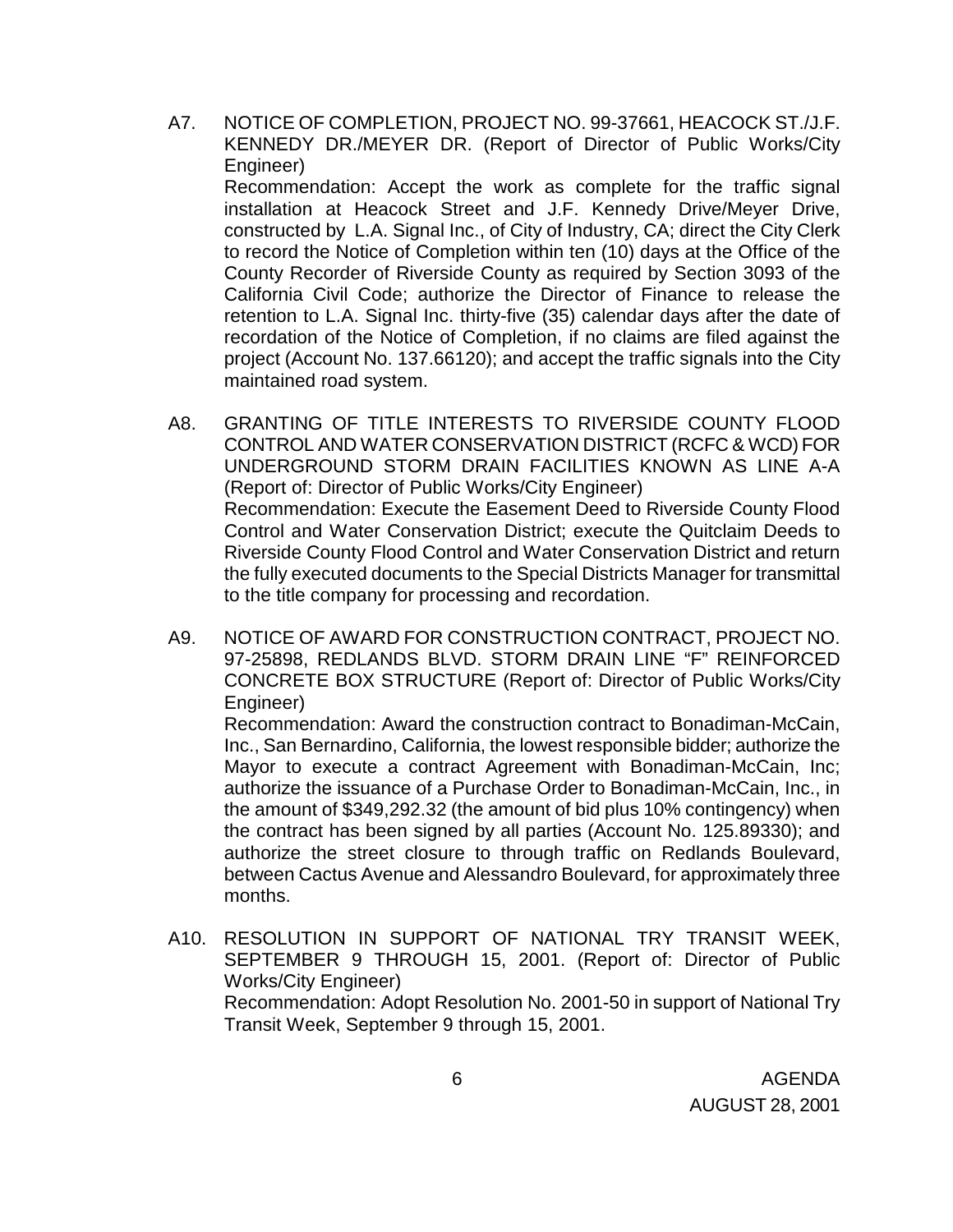A7. NOTICE OF COMPLETION, PROJECT NO. 99-37661, HEACOCK ST./J.F. KENNEDY DR./MEYER DR. (Report of Director of Public Works/City Engineer)
Recommendation: Accept the work as complete for the traffic signal installation at Heacock Street and J.F. Kennedy Drive/Meyer Drive, constructed by L.A. Signal Inc., of City of Industry, CA; direct the City Clerk to record the Notice of Completion within ten (10) days at the Office of the County Recorder of Riverside County as required by Section 3093 of the California Civil Code; authorize the Director of Finance to release the retention to L.A. Signal Inc. thirty-five (35) calendar days after the date of recordation of the Notice of Completion, if no claims are filed against the project (Account No. 137.66120); and accept the traffic signals into the City maintained road system.

A8. GRANTING OF TITLE INTERESTS TO RIVERSIDE COUNTY FLOOD CONTROL AND WATER CONSERVATION DISTRICT (RCFC & WCD) FOR UNDERGROUND STORM DRAIN FACILITIES KNOWN AS LINE A-A (Report of: Director of Public Works/City Engineer)
Recommendation: Execute the Easement Deed to Riverside County Flood Control and Water Conservation District; execute the Quitclaim Deeds to Riverside County Flood Control and Water Conservation District and return the fully executed documents to the Special Districts Manager for transmittal to the title company for processing and recordation.

A9. NOTICE OF AWARD FOR CONSTRUCTION CONTRACT, PROJECT NO. 97-25898, REDLANDS BLVD. STORM DRAIN LINE "F" REINFORCED CONCRETE BOX STRUCTURE (Report of: Director of Public Works/City Engineer)
Recommendation: Award the construction contract to Bonadiman-McCain, Inc., San Bernardino, California, the lowest responsible bidder; authorize the Mayor to execute a contract Agreement with Bonadiman-McCain, Inc; authorize the issuance of a Purchase Order to Bonadiman-McCain, Inc., in the amount of $349,292.32 (the amount of bid plus 10% contingency) when the contract has been signed by all parties (Account No. 125.89330); and authorize the street closure to through traffic on Redlands Boulevard, between Cactus Avenue and Alessandro Boulevard, for approximately three months.

A10. RESOLUTION IN SUPPORT OF NATIONAL TRY TRANSIT WEEK, SEPTEMBER 9 THROUGH 15, 2001. (Report of: Director of Public Works/City Engineer)
Recommendation: Adopt Resolution No. 2001-50 in support of National Try Transit Week, September 9 through 15, 2001.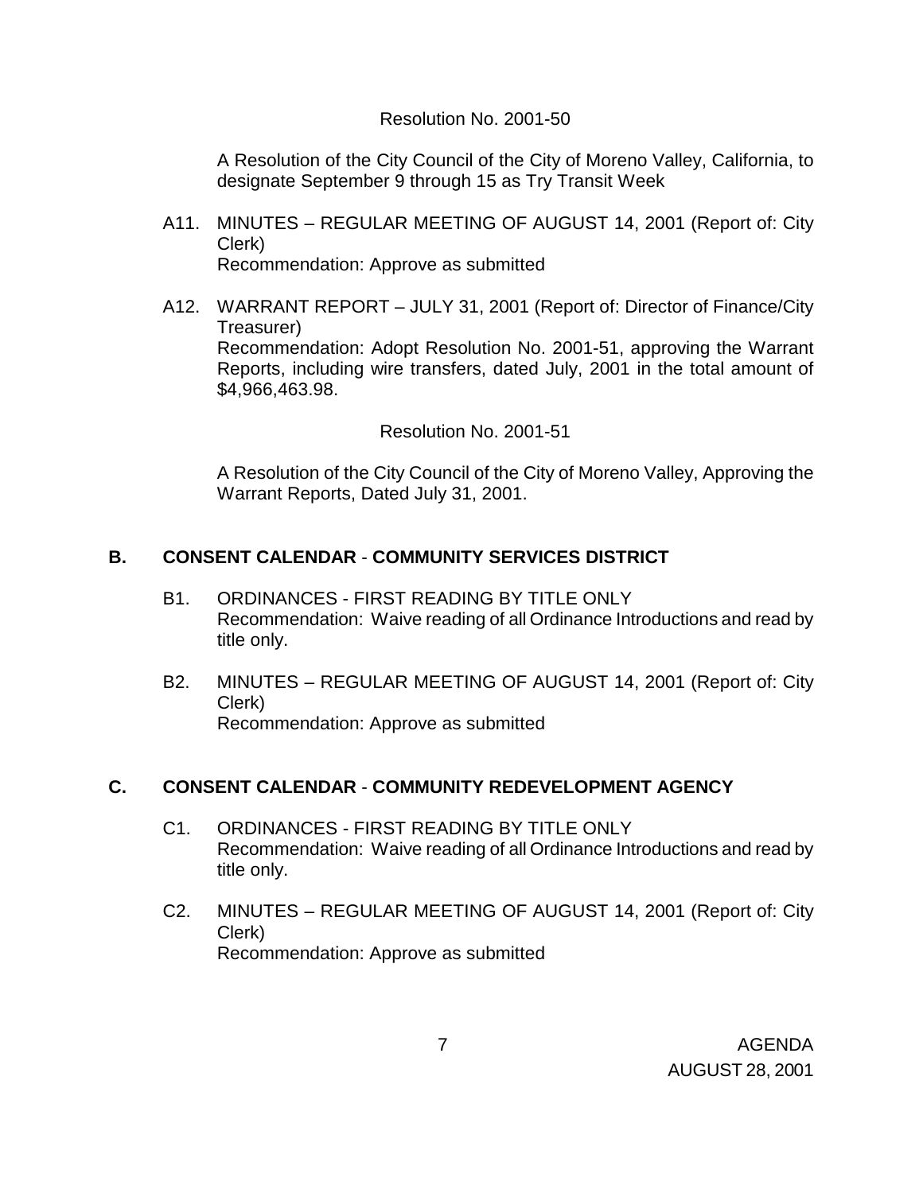Resolution No. 2001-50

A Resolution of the City Council of the City of Moreno Valley, California, to designate September 9 through 15 as Try Transit Week

A11. MINUTES – REGULAR MEETING OF AUGUST 14, 2001 (Report of: City Clerk)
Recommendation: Approve as submitted

A12. WARRANT REPORT – JULY 31, 2001 (Report of: Director of Finance/City Treasurer)
Recommendation: Adopt Resolution No. 2001-51, approving the Warrant Reports, including wire transfers, dated July, 2001 in the total amount of $4,966,463.98.

Resolution No. 2001-51

A Resolution of the City Council of the City of Moreno Valley, Approving the Warrant Reports, Dated July 31, 2001.

## B. CONSENT CALENDAR - COMMUNITY SERVICES DISTRICT

B1. ORDINANCES - FIRST READING BY TITLE ONLY
Recommendation: Waive reading of all Ordinance Introductions and read by title only.

B2. MINUTES – REGULAR MEETING OF AUGUST 14, 2001 (Report of: City Clerk)
Recommendation: Approve as submitted

## C. CONSENT CALENDAR - COMMUNITY REDEVELOPMENT AGENCY

C1. ORDINANCES - FIRST READING BY TITLE ONLY
Recommendation: Waive reading of all Ordinance Introductions and read by title only.

C2. MINUTES – REGULAR MEETING OF AUGUST 14, 2001 (Report of: City Clerk)
Recommendation: Approve as submitted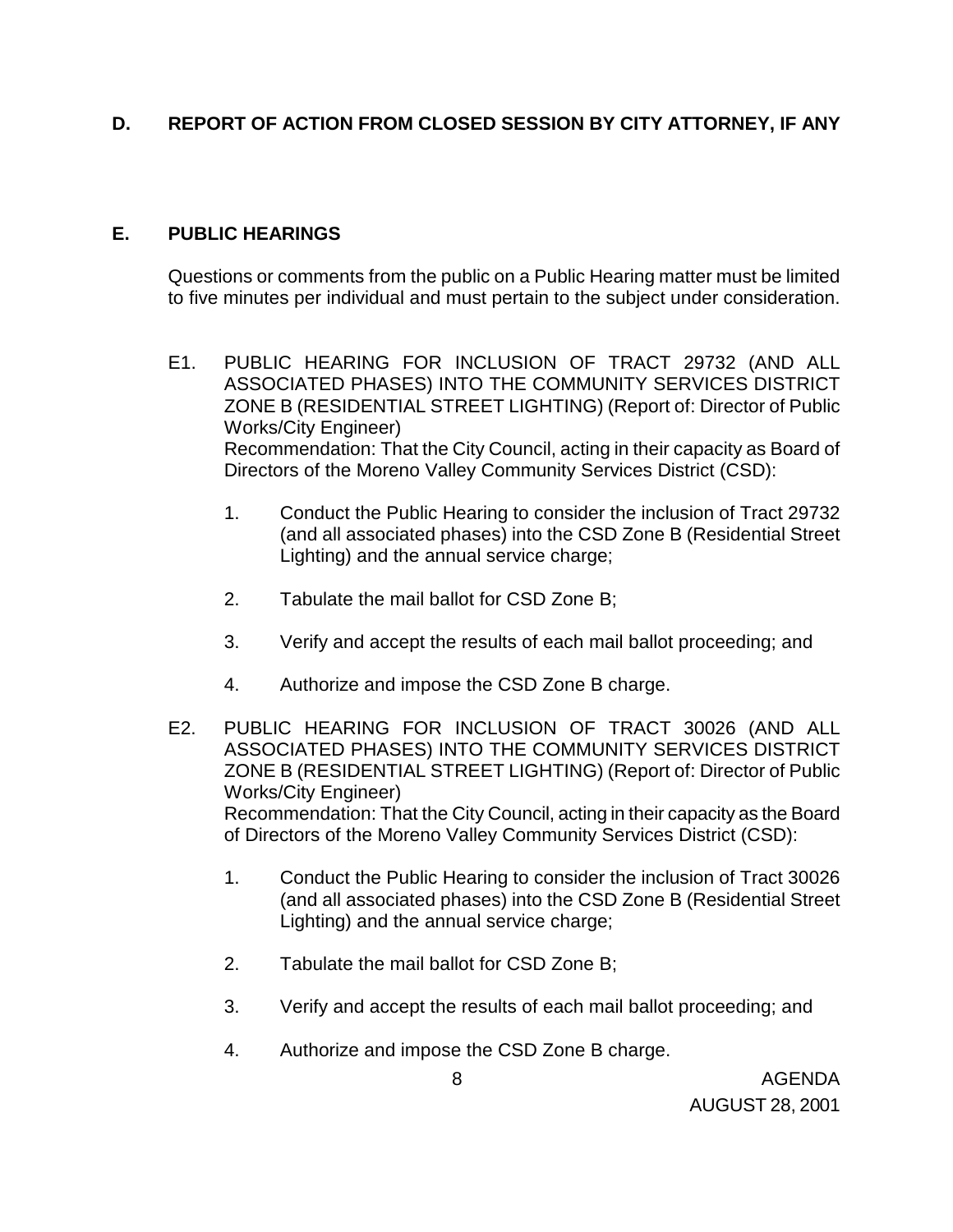## D. REPORT OF ACTION FROM CLOSED SESSION BY CITY ATTORNEY, IF ANY

## E. PUBLIC HEARINGS

Questions or comments from the public on a Public Hearing matter must be limited to five minutes per individual and must pertain to the subject under consideration.

E1. PUBLIC HEARING FOR INCLUSION OF TRACT 29732 (AND ALL ASSOCIATED PHASES) INTO THE COMMUNITY SERVICES DISTRICT ZONE B (RESIDENTIAL STREET LIGHTING) (Report of: Director of Public Works/City Engineer)
Recommendation: That the City Council, acting in their capacity as Board of Directors of the Moreno Valley Community Services District (CSD):

1. Conduct the Public Hearing to consider the inclusion of Tract 29732 (and all associated phases) into the CSD Zone B (Residential Street Lighting) and the annual service charge;
2. Tabulate the mail ballot for CSD Zone B;
3. Verify and accept the results of each mail ballot proceeding; and
4. Authorize and impose the CSD Zone B charge.

E2. PUBLIC HEARING FOR INCLUSION OF TRACT 30026 (AND ALL ASSOCIATED PHASES) INTO THE COMMUNITY SERVICES DISTRICT ZONE B (RESIDENTIAL STREET LIGHTING) (Report of: Director of Public Works/City Engineer)
Recommendation: That the City Council, acting in their capacity as the Board of Directors of the Moreno Valley Community Services District (CSD):

1. Conduct the Public Hearing to consider the inclusion of Tract 30026 (and all associated phases) into the CSD Zone B (Residential Street Lighting) and the annual service charge;
2. Tabulate the mail ballot for CSD Zone B;
3. Verify and accept the results of each mail ballot proceeding; and
4. Authorize and impose the CSD Zone B charge.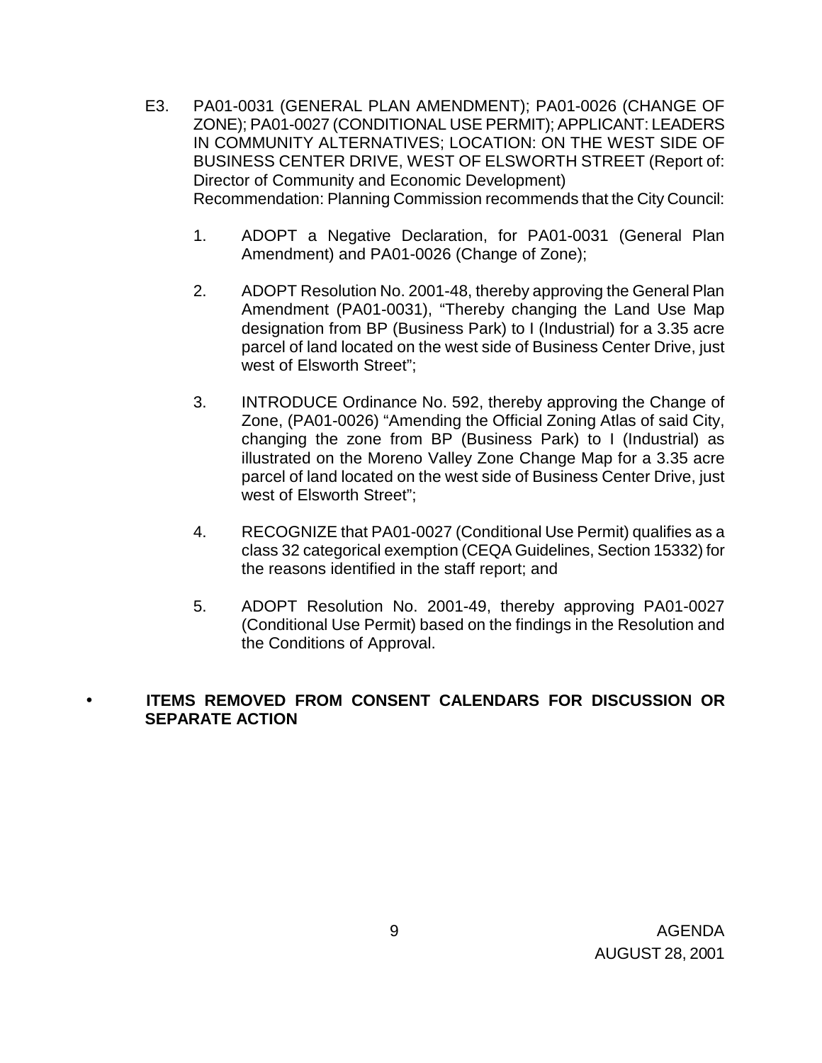E3. PA01-0031 (GENERAL PLAN AMENDMENT); PA01-0026 (CHANGE OF ZONE); PA01-0027 (CONDITIONAL USE PERMIT); APPLICANT: LEADERS IN COMMUNITY ALTERNATIVES; LOCATION: ON THE WEST SIDE OF BUSINESS CENTER DRIVE, WEST OF ELSWORTH STREET (Report of: Director of Community and Economic Development)
Recommendation: Planning Commission recommends that the City Council:

1. ADOPT a Negative Declaration, for PA01-0031 (General Plan Amendment) and PA01-0026 (Change of Zone);

2. ADOPT Resolution No. 2001-48, thereby approving the General Plan Amendment (PA01-0031), "Thereby changing the Land Use Map designation from BP (Business Park) to I (Industrial) for a 3.35 acre parcel of land located on the west side of Business Center Drive, just west of Elsworth Street";

3. INTRODUCE Ordinance No. 592, thereby approving the Change of Zone, (PA01-0026) "Amending the Official Zoning Atlas of said City, changing the zone from BP (Business Park) to I (Industrial) as illustrated on the Moreno Valley Zone Change Map for a 3.35 acre parcel of land located on the west side of Business Center Drive, just west of Elsworth Street";

4. RECOGNIZE that PA01-0027 (Conditional Use Permit) qualifies as a class 32 categorical exemption (CEQA Guidelines, Section 15332) for the reasons identified in the staff report; and

5. ADOPT Resolution No. 2001-49, thereby approving PA01-0027 (Conditional Use Permit) based on the findings in the Resolution and the Conditions of Approval.

- **ITEMS REMOVED FROM CONSENT CALENDARS FOR DISCUSSION OR SEPARATE ACTION**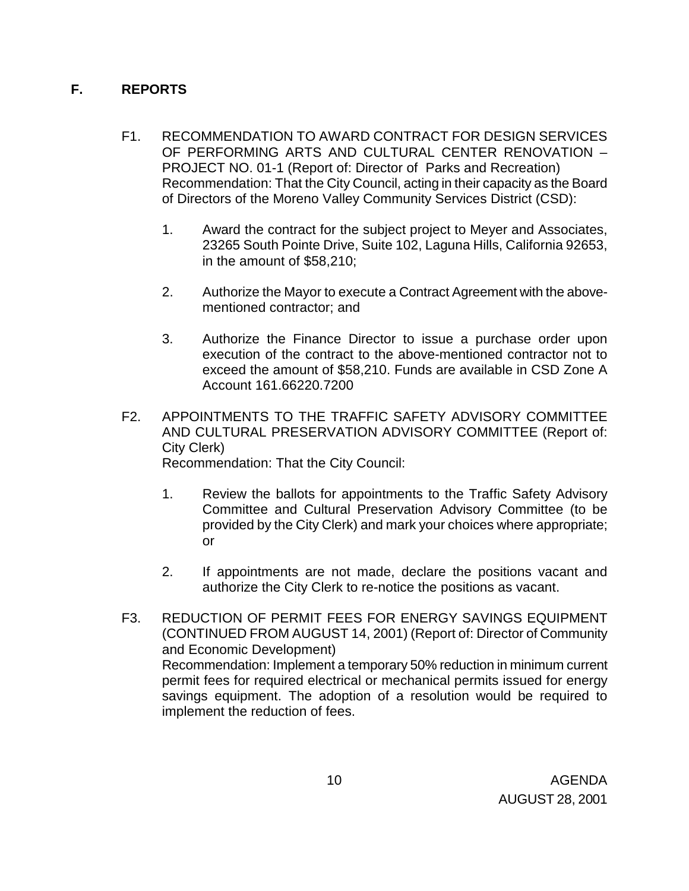## F. REPORTS

F1. RECOMMENDATION TO AWARD CONTRACT FOR DESIGN SERVICES OF PERFORMING ARTS AND CULTURAL CENTER RENOVATION – PROJECT NO. 01-1 (Report of: Director of Parks and Recreation)
Recommendation: That the City Council, acting in their capacity as the Board of Directors of the Moreno Valley Community Services District (CSD):

1. Award the contract for the subject project to Meyer and Associates, 23265 South Pointe Drive, Suite 102, Laguna Hills, California 92653, in the amount of $58,210;

2. Authorize the Mayor to execute a Contract Agreement with the above-mentioned contractor; and

3. Authorize the Finance Director to issue a purchase order upon execution of the contract to the above-mentioned contractor not to exceed the amount of $58,210. Funds are available in CSD Zone A Account 161.66220.7200

F2. APPOINTMENTS TO THE TRAFFIC SAFETY ADVISORY COMMITTEE AND CULTURAL PRESERVATION ADVISORY COMMITTEE (Report of: City Clerk)
Recommendation: That the City Council:

1. Review the ballots for appointments to the Traffic Safety Advisory Committee and Cultural Preservation Advisory Committee (to be provided by the City Clerk) and mark your choices where appropriate; or

2. If appointments are not made, declare the positions vacant and authorize the City Clerk to re-notice the positions as vacant.

F3. REDUCTION OF PERMIT FEES FOR ENERGY SAVINGS EQUIPMENT (CONTINUED FROM AUGUST 14, 2001) (Report of: Director of Community and Economic Development)
Recommendation: Implement a temporary 50% reduction in minimum current permit fees for required electrical or mechanical permits issued for energy savings equipment. The adoption of a resolution would be required to implement the reduction of fees.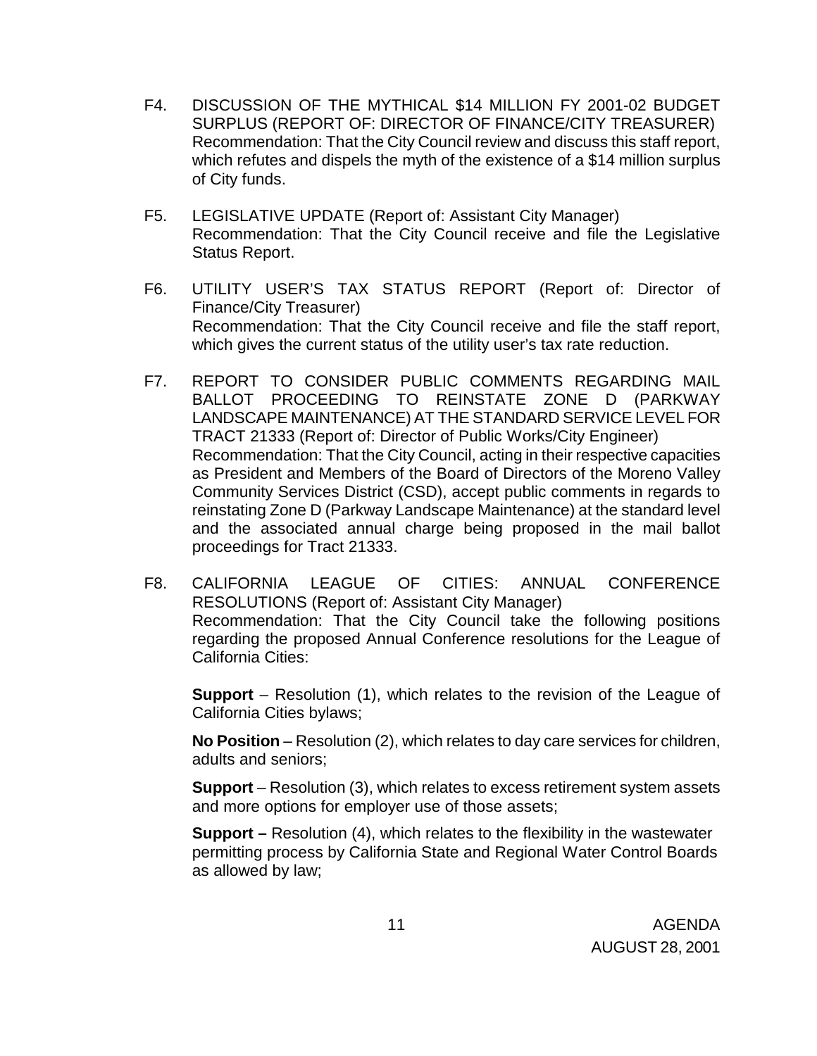F4. DISCUSSION OF THE MYTHICAL $14 MILLION FY 2001-02 BUDGET SURPLUS (REPORT OF: DIRECTOR OF FINANCE/CITY TREASURER)
Recommendation: That the City Council review and discuss this staff report, which refutes and dispels the myth of the existence of a $14 million surplus of City funds.

F5. LEGISLATIVE UPDATE (Report of: Assistant City Manager)
Recommendation: That the City Council receive and file the Legislative Status Report.

F6. UTILITY USER'S TAX STATUS REPORT (Report of: Director of Finance/City Treasurer)
Recommendation: That the City Council receive and file the staff report, which gives the current status of the utility user's tax rate reduction.

F7. REPORT TO CONSIDER PUBLIC COMMENTS REGARDING MAIL BALLOT PROCEEDING TO REINSTATE ZONE D (PARKWAY LANDSCAPE MAINTENANCE) AT THE STANDARD SERVICE LEVEL FOR TRACT 21333 (Report of: Director of Public Works/City Engineer)
Recommendation: That the City Council, acting in their respective capacities as President and Members of the Board of Directors of the Moreno Valley Community Services District (CSD), accept public comments in regards to reinstating Zone D (Parkway Landscape Maintenance) at the standard level and the associated annual charge being proposed in the mail ballot proceedings for Tract 21333.

F8. CALIFORNIA LEAGUE OF CITIES: ANNUAL CONFERENCE RESOLUTIONS (Report of: Assistant City Manager)
Recommendation: That the City Council take the following positions regarding the proposed Annual Conference resolutions for the League of California Cities:

**Support** – Resolution (1), which relates to the revision of the League of California Cities bylaws;

**No Position** – Resolution (2), which relates to day care services for children, adults and seniors;

**Support** – Resolution (3), which relates to excess retirement system assets and more options for employer use of those assets;

**Support –** Resolution (4), which relates to the flexibility in the wastewater permitting process by California State and Regional Water Control Boards as allowed by law;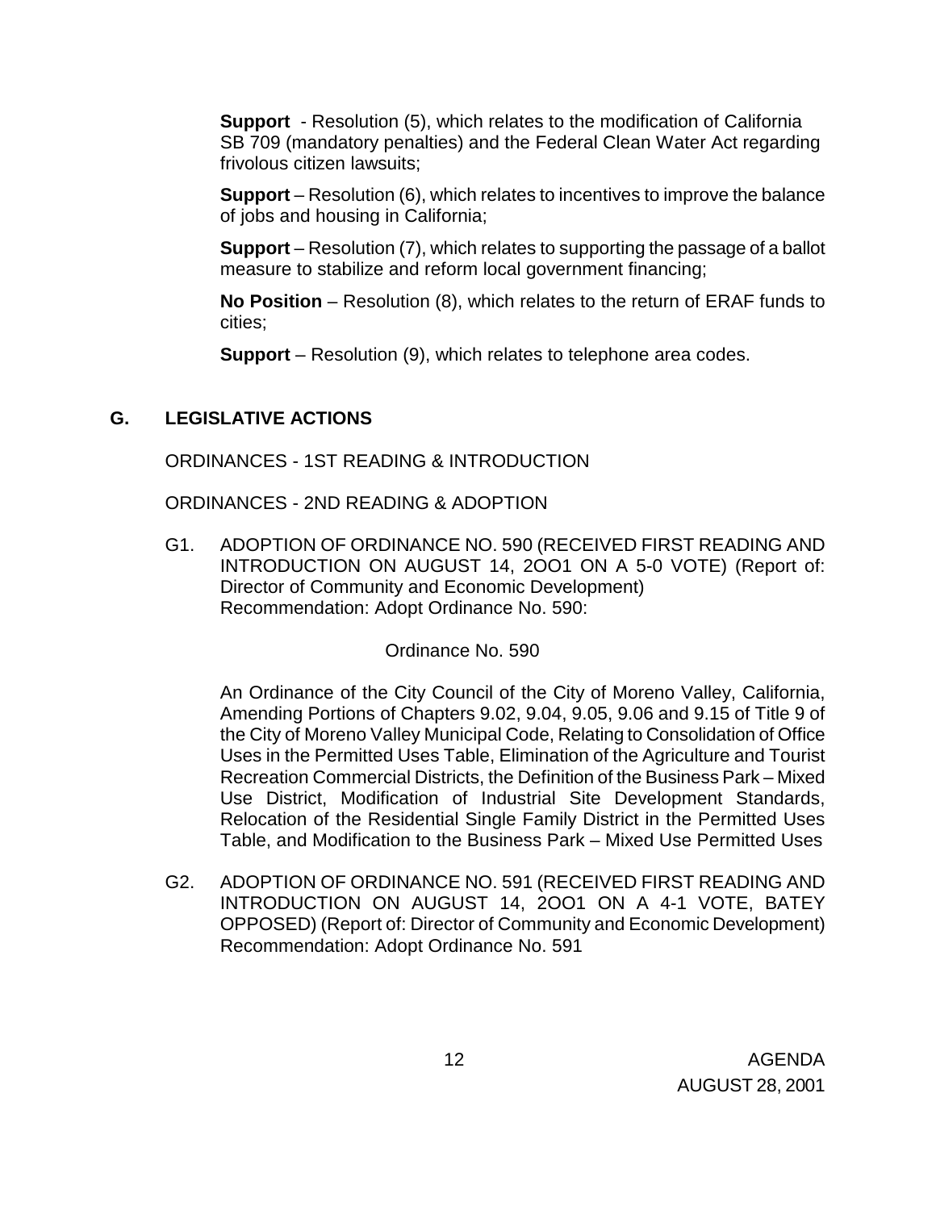**Support** - Resolution (5), which relates to the modification of California SB 709 (mandatory penalties) and the Federal Clean Water Act regarding frivolous citizen lawsuits;

**Support** – Resolution (6), which relates to incentives to improve the balance of jobs and housing in California;

**Support** – Resolution (7), which relates to supporting the passage of a ballot measure to stabilize and reform local government financing;

**No Position** – Resolution (8), which relates to the return of ERAF funds to cities;

**Support** – Resolution (9), which relates to telephone area codes.

## G. LEGISLATIVE ACTIONS

ORDINANCES - 1ST READING & INTRODUCTION

ORDINANCES - 2ND READING & ADOPTION

G1. ADOPTION OF ORDINANCE NO. 590 (RECEIVED FIRST READING AND INTRODUCTION ON AUGUST 14, 2OO1 ON A 5-0 VOTE) (Report of: Director of Community and Economic Development)
Recommendation: Adopt Ordinance No. 590:

Ordinance No. 590

An Ordinance of the City Council of the City of Moreno Valley, California, Amending Portions of Chapters 9.02, 9.04, 9.05, 9.06 and 9.15 of Title 9 of the City of Moreno Valley Municipal Code, Relating to Consolidation of Office Uses in the Permitted Uses Table, Elimination of the Agriculture and Tourist Recreation Commercial Districts, the Definition of the Business Park – Mixed Use District, Modification of Industrial Site Development Standards, Relocation of the Residential Single Family District in the Permitted Uses Table, and Modification to the Business Park – Mixed Use Permitted Uses

G2. ADOPTION OF ORDINANCE NO. 591 (RECEIVED FIRST READING AND INTRODUCTION ON AUGUST 14, 2OO1 ON A 4-1 VOTE, BATEY OPPOSED) (Report of: Director of Community and Economic Development)
Recommendation: Adopt Ordinance No. 591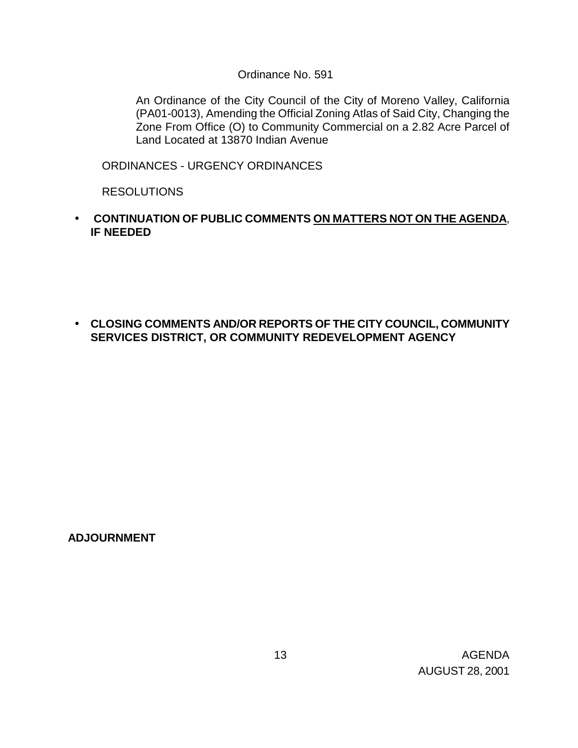Ordinance No. 591

An Ordinance of the City Council of the City of Moreno Valley, California (PA01-0013), Amending the Official Zoning Atlas of Said City, Changing the Zone From Office (O) to Community Commercial on a 2.82 Acre Parcel of Land Located at 13870 Indian Avenue

ORDINANCES - URGENCY ORDINANCES

RESOLUTIONS

- **CONTINUATION OF PUBLIC COMMENTS <u>ON MATTERS NOT ON THE AGENDA</u>, IF NEEDED**

- **CLOSING COMMENTS AND/OR REPORTS OF THE CITY COUNCIL, COMMUNITY SERVICES DISTRICT, OR COMMUNITY REDEVELOPMENT AGENCY**

**ADJOURNMENT**